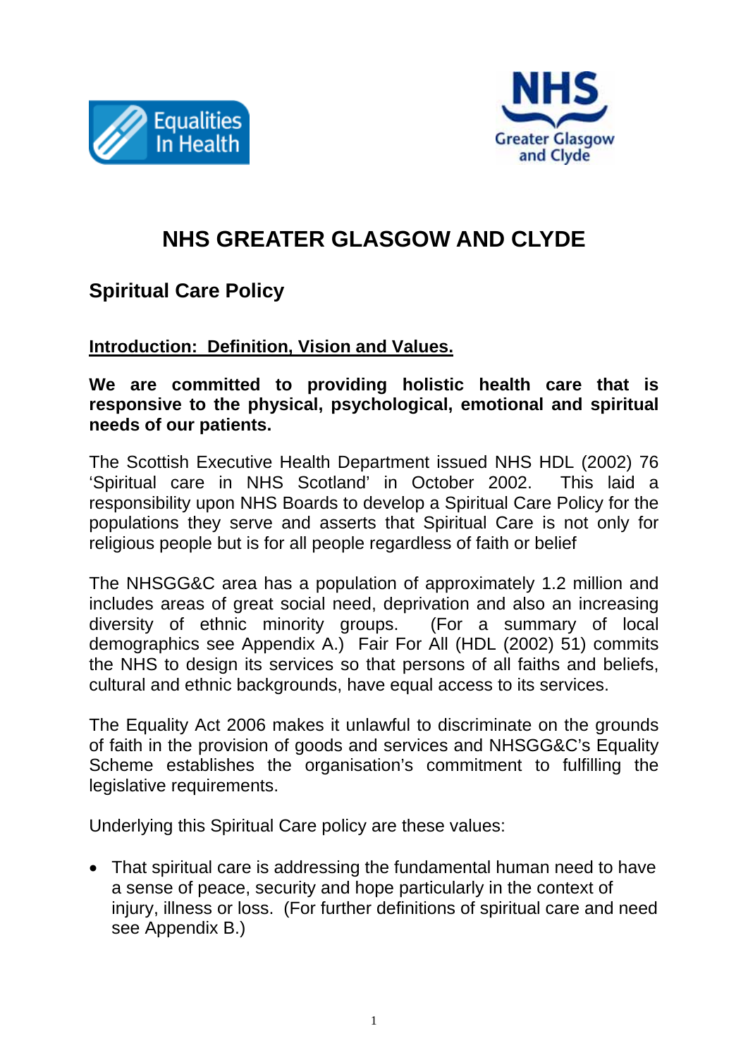# NHS GREATER GLASGOW AND CLYDE

## Spiritual Care Policy

### Introduction: Definition, Vision and Values.

**We are committed to providing holistic health care that is responsive to the physical, psychological, emotional and spiritual needs of our patients.**

The Scottish Executive Health Department issued NHS HDL (2002) 76 'Spiritual care in NHS Scotland' in October 2002. This laid a responsibility upon NHS Boards to develop a Spiritual Care Policy for the populations they serve and asserts that Spiritual Care is not only for religious people but is for all people regardless of faith or belief

The NHSGG&C area has a population of approximately 1.2 million and includes areas of great social need, deprivation and also an increasing diversity of ethnic minority groups. (For a summary of local demographics see Appendix A.) Fair For All (HDL (2002) 51) commits the NHS to design its services so that persons of all faiths and beliefs, cultural and ethnic backgrounds, have equal access to its services.

The Equality Act 2006 makes it unlawful to discriminate on the grounds of faith in the provision of goods and services and NHSGG&C's Equality Scheme establishes the organisation's commitment to fulfilling the legislative requirements.

Underlying this Spiritual Care policy are these values:

- That spiritual care is addressing the fundamental human need to have a sense of peace, security and hope particularly in the context of injury, illness or loss. (For further definitions of spiritual care and need see Appendix B.)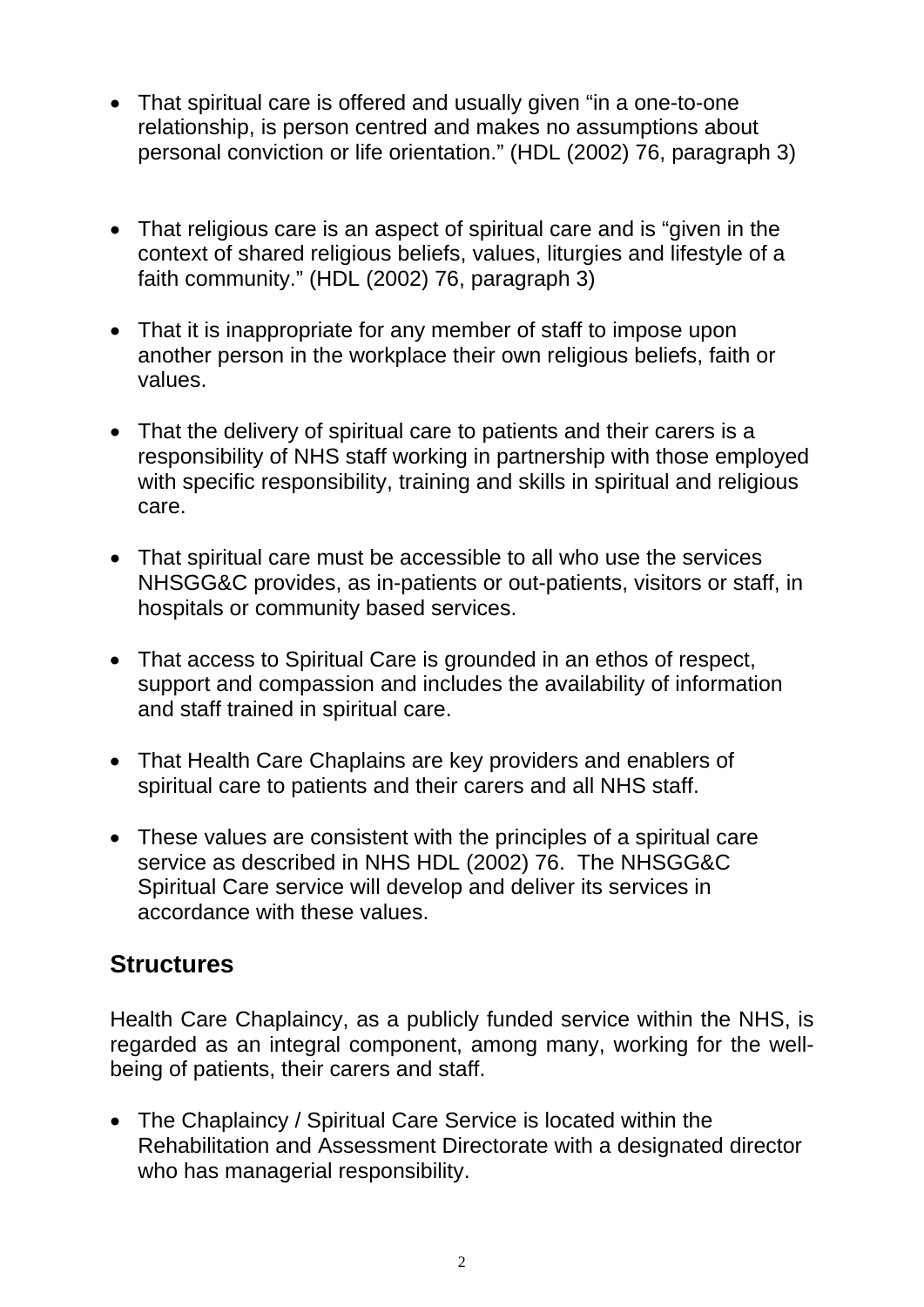- That spiritual care is offered and usually given "in a one-to-one relationship, is person centred and makes no assumptions about personal conviction or life orientation." (HDL (2002) 76, paragraph 3)

- That religious care is an aspect of spiritual care and is "given in the context of shared religious beliefs, values, liturgies and lifestyle of a faith community." (HDL (2002) 76, paragraph 3)

- That it is inappropriate for any member of staff to impose upon another person in the workplace their own religious beliefs, faith or values.

- That the delivery of spiritual care to patients and their carers is a responsibility of NHS staff working in partnership with those employed with specific responsibility, training and skills in spiritual and religious care.

- That spiritual care must be accessible to all who use the services NHSGG&C provides, as in-patients or out-patients, visitors or staff, in hospitals or community based services.

- That access to Spiritual Care is grounded in an ethos of respect, support and compassion and includes the availability of information and staff trained in spiritual care.

- That Health Care Chaplains are key providers and enablers of spiritual care to patients and their carers and all NHS staff.

- These values are consistent with the principles of a spiritual care service as described in NHS HDL (2002) 76. The NHSGG&C Spiritual Care service will develop and deliver its services in accordance with these values.

## Structures

Health Care Chaplaincy, as a publicly funded service within the NHS, is regarded as an integral component, among many, working for the well-being of patients, their carers and staff.

- The Chaplaincy / Spiritual Care Service is located within the Rehabilitation and Assessment Directorate with a designated director who has managerial responsibility.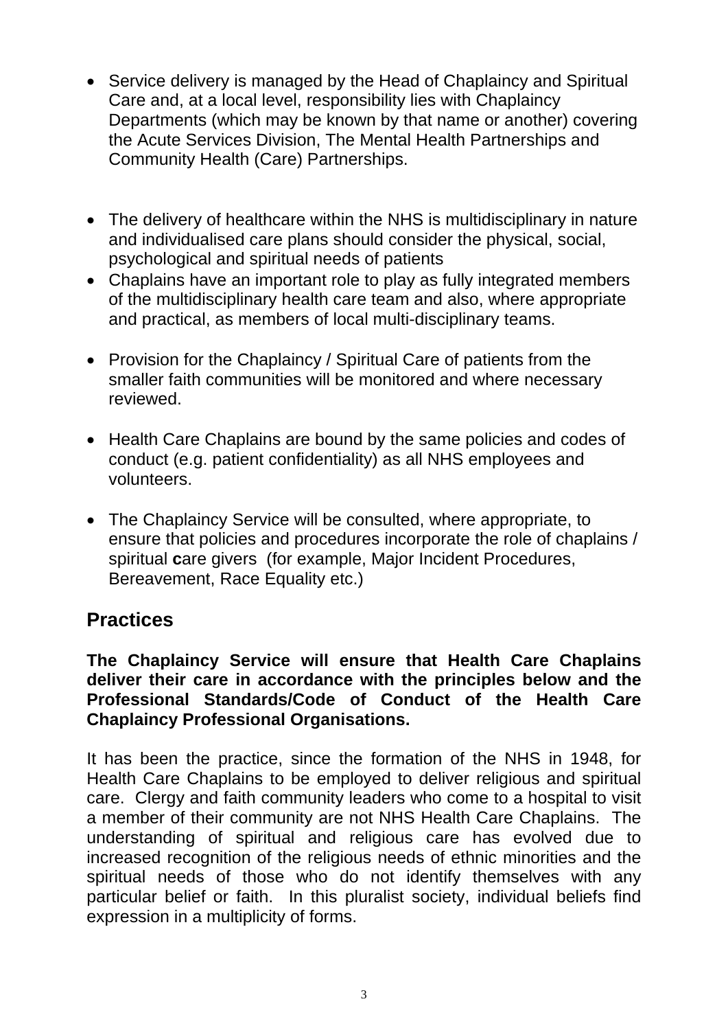- Service delivery is managed by the Head of Chaplaincy and Spiritual Care and, at a local level, responsibility lies with Chaplaincy Departments (which may be known by that name or another) covering the Acute Services Division, The Mental Health Partnerships and Community Health (Care) Partnerships.

- The delivery of healthcare within the NHS is multidisciplinary in nature and individualised care plans should consider the physical, social, psychological and spiritual needs of patients
- Chaplains have an important role to play as fully integrated members of the multidisciplinary health care team and also, where appropriate and practical, as members of local multi-disciplinary teams.

- Provision for the Chaplaincy / Spiritual Care of patients from the smaller faith communities will be monitored and where necessary reviewed.

- Health Care Chaplains are bound by the same policies and codes of conduct (e.g. patient confidentiality) as all NHS employees and volunteers.

- The Chaplaincy Service will be consulted, where appropriate, to ensure that policies and procedures incorporate the role of chaplains / spiritual **c**are givers (for example, Major Incident Procedures, Bereavement, Race Equality etc.)

## Practices

**The Chaplaincy Service will ensure that Health Care Chaplains deliver their care in accordance with the principles below and the Professional Standards/Code of Conduct of the Health Care Chaplaincy Professional Organisations.**

It has been the practice, since the formation of the NHS in 1948, for Health Care Chaplains to be employed to deliver religious and spiritual care. Clergy and faith community leaders who come to a hospital to visit a member of their community are not NHS Health Care Chaplains. The understanding of spiritual and religious care has evolved due to increased recognition of the religious needs of ethnic minorities and the spiritual needs of those who do not identify themselves with any particular belief or faith. In this pluralist society, individual beliefs find expression in a multiplicity of forms.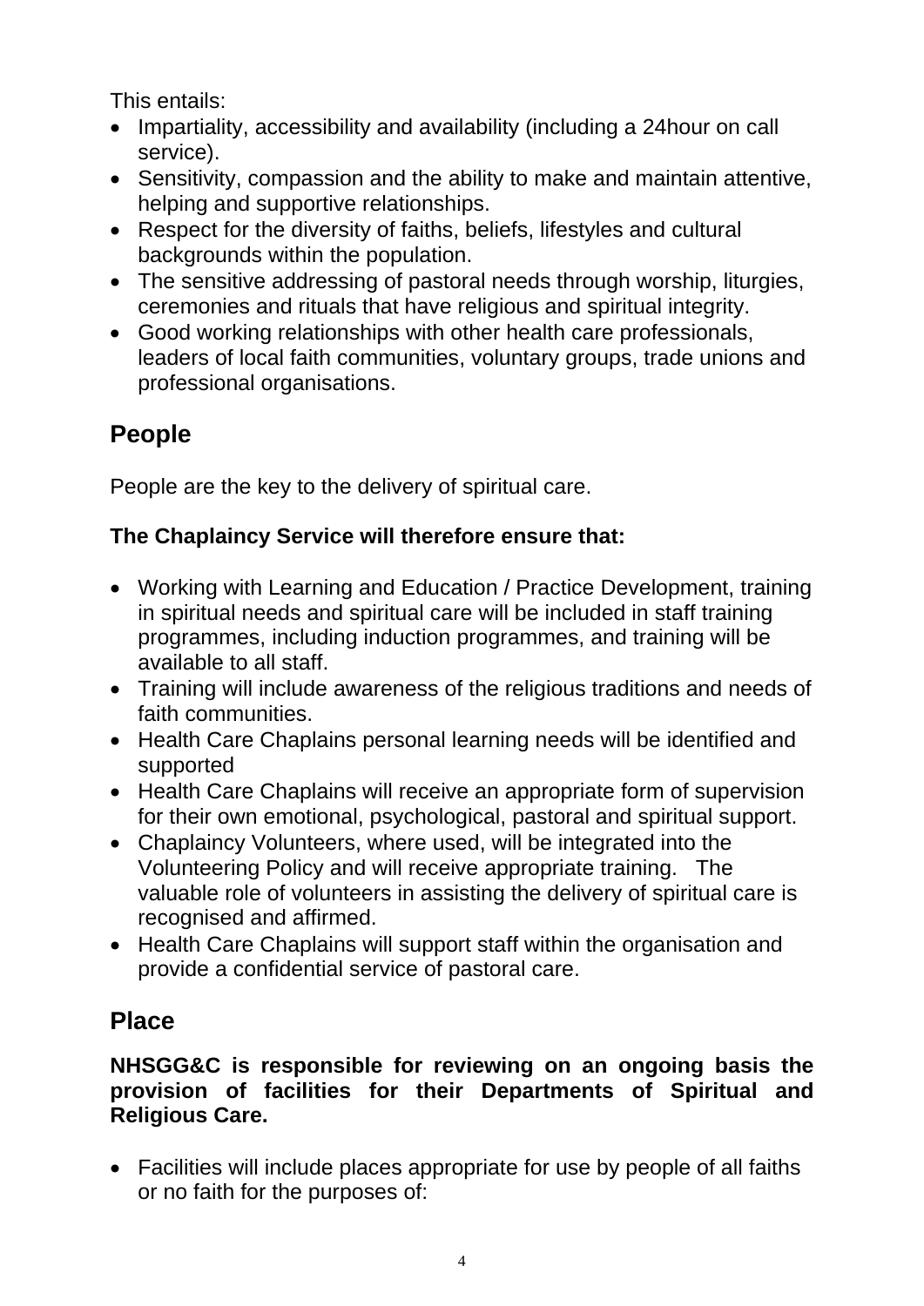This entails:

- Impartiality, accessibility and availability (including a 24hour on call service).
- Sensitivity, compassion and the ability to make and maintain attentive, helping and supportive relationships.
- Respect for the diversity of faiths, beliefs, lifestyles and cultural backgrounds within the population.
- The sensitive addressing of pastoral needs through worship, liturgies, ceremonies and rituals that have religious and spiritual integrity.
- Good working relationships with other health care professionals, leaders of local faith communities, voluntary groups, trade unions and professional organisations.

## People

People are the key to the delivery of spiritual care.

**The Chaplaincy Service will therefore ensure that:**

- Working with Learning and Education / Practice Development, training in spiritual needs and spiritual care will be included in staff training programmes, including induction programmes, and training will be available to all staff.
- Training will include awareness of the religious traditions and needs of faith communities.
- Health Care Chaplains personal learning needs will be identified and supported
- Health Care Chaplains will receive an appropriate form of supervision for their own emotional, psychological, pastoral and spiritual support.
- Chaplaincy Volunteers, where used, will be integrated into the Volunteering Policy and will receive appropriate training. The valuable role of volunteers in assisting the delivery of spiritual care is recognised and affirmed.
- Health Care Chaplains will support staff within the organisation and provide a confidential service of pastoral care.

## Place

**NHSGG&C is responsible for reviewing on an ongoing basis the provision of facilities for their Departments of Spiritual and Religious Care.**

- Facilities will include places appropriate for use by people of all faiths or no faith for the purposes of: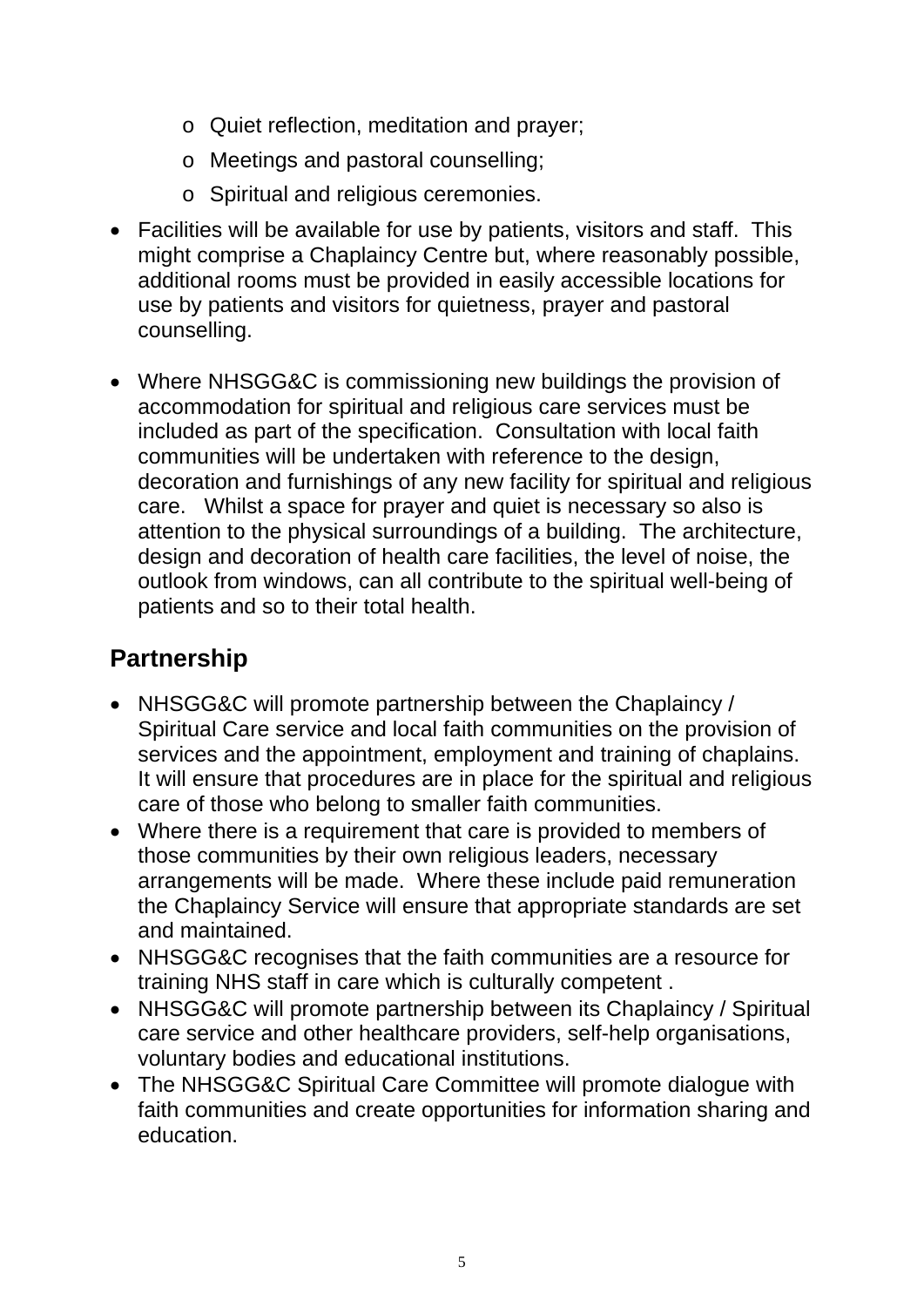- Quiet reflection, meditation and prayer;
  - Meetings and pastoral counselling;
  - Spiritual and religious ceremonies.

- Facilities will be available for use by patients, visitors and staff. This might comprise a Chaplaincy Centre but, where reasonably possible, additional rooms must be provided in easily accessible locations for use by patients and visitors for quietness, prayer and pastoral counselling.

- Where NHSGG&C is commissioning new buildings the provision of accommodation for spiritual and religious care services must be included as part of the specification. Consultation with local faith communities will be undertaken with reference to the design, decoration and furnishings of any new facility for spiritual and religious care. Whilst a space for prayer and quiet is necessary so also is attention to the physical surroundings of a building. The architecture, design and decoration of health care facilities, the level of noise, the outlook from windows, can all contribute to the spiritual well-being of patients and so to their total health.

## Partnership

- NHSGG&C will promote partnership between the Chaplaincy / Spiritual Care service and local faith communities on the provision of services and the appointment, employment and training of chaplains. It will ensure that procedures are in place for the spiritual and religious care of those who belong to smaller faith communities.
- Where there is a requirement that care is provided to members of those communities by their own religious leaders, necessary arrangements will be made. Where these include paid remuneration the Chaplaincy Service will ensure that appropriate standards are set and maintained.
- NHSGG&C recognises that the faith communities are a resource for training NHS staff in care which is culturally competent .
- NHSGG&C will promote partnership between its Chaplaincy / Spiritual care service and other healthcare providers, self-help organisations, voluntary bodies and educational institutions.
- The NHSGG&C Spiritual Care Committee will promote dialogue with faith communities and create opportunities for information sharing and education.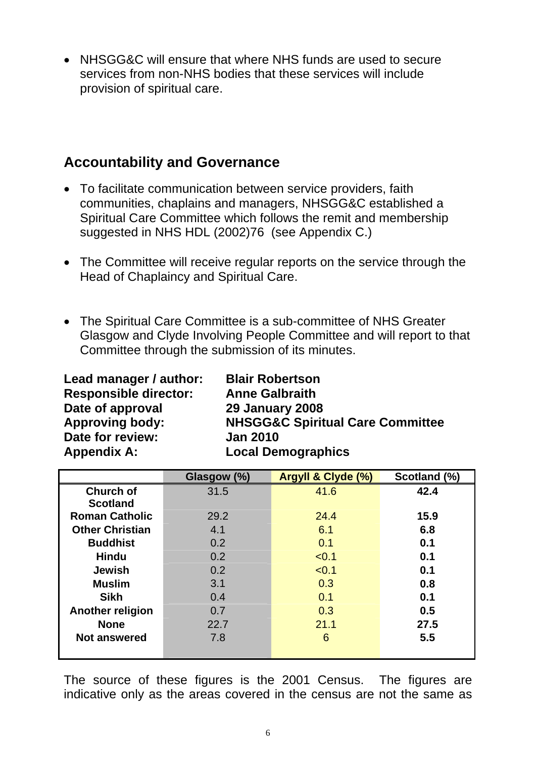- NHSGG&C will ensure that where NHS funds are used to secure services from non-NHS bodies that these services will include provision of spiritual care.

## Accountability and Governance

- To facilitate communication between service providers, faith communities, chaplains and managers, NHSGG&C established a Spiritual Care Committee which follows the remit and membership suggested in NHS HDL (2002)76 (see Appendix C.)

- The Committee will receive regular reports on the service through the Head of Chaplaincy and Spiritual Care.

- The Spiritual Care Committee is a sub-committee of NHS Greater Glasgow and Clyde Involving People Committee and will report to that Committee through the submission of its minutes.

**Lead manager / author:** **Blair Robertson**
**Responsible director:** **Anne Galbraith**
**Date of approval** **29 January 2008**
**Approving body:** **NHSGG&C Spiritual Care Committee**
**Date for review:** **Jan 2010**
**Appendix A:** **Local Demographics**

| | Glasgow (%) | Argyll & Clyde (%) | Scotland (%) |
|---|---|---|---|
| **Church of Scotland** | 31.5 | 41.6 | **42.4** |
| **Roman Catholic** | 29.2 | 24.4 | **15.9** |
| **Other Christian** | 4.1 | 6.1 | **6.8** |
| **Buddhist** | 0.2 | 0.1 | **0.1** |
| **Hindu** | 0.2 | <0.1 | **0.1** |
| **Jewish** | 0.2 | <0.1 | **0.1** |
| **Muslim** | 3.1 | 0.3 | **0.8** |
| **Sikh** | 0.4 | 0.1 | **0.1** |
| **Another religion** | 0.7 | 0.3 | **0.5** |
| **None** | 22.7 | 21.1 | **27.5** |
| **Not answered** | 7.8 | 6 | **5.5** |

The source of these figures is the 2001 Census. The figures are indicative only as the areas covered in the census are not the same as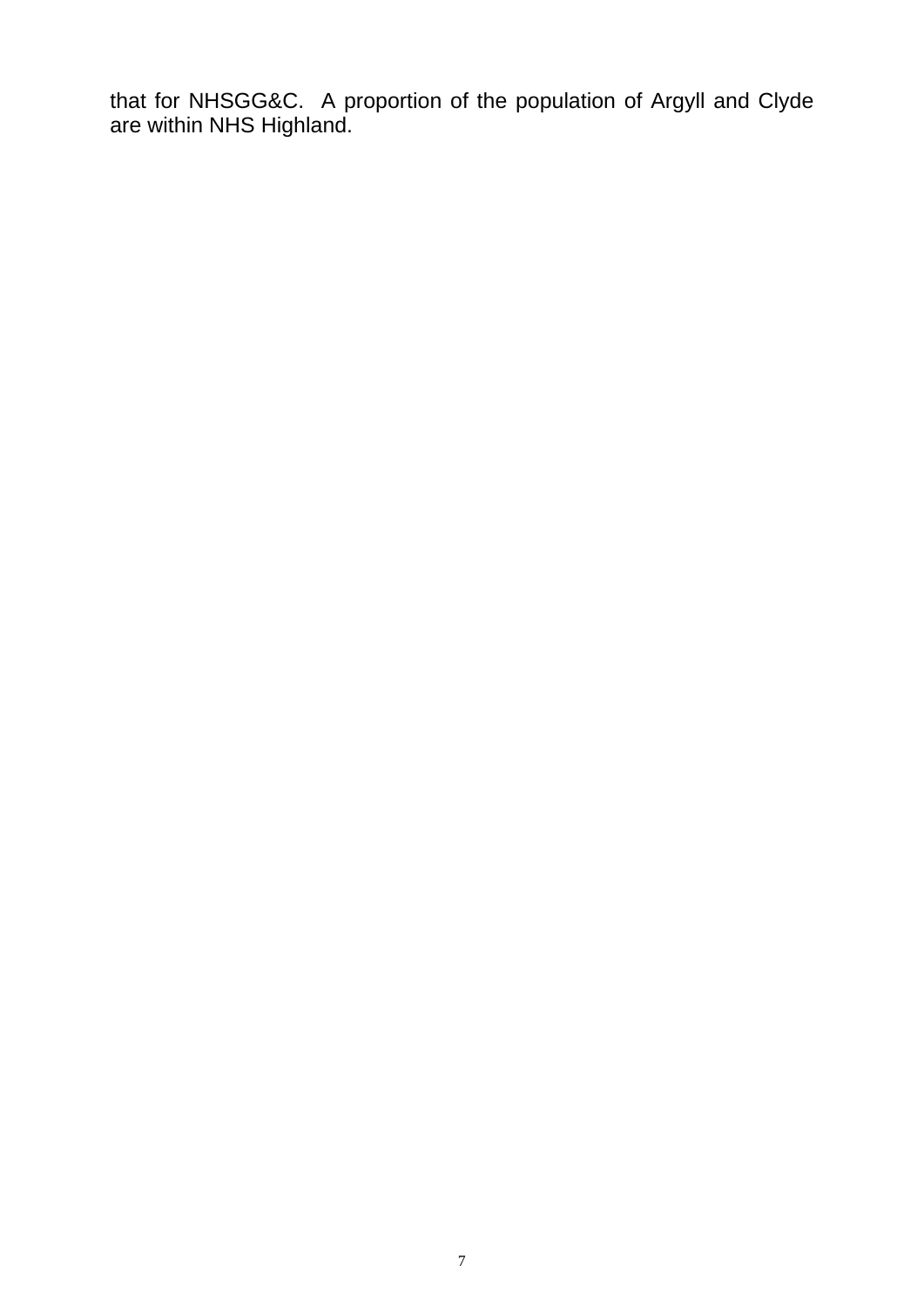that for NHSGG&C. A proportion of the population of Argyll and Clyde are within NHS Highland.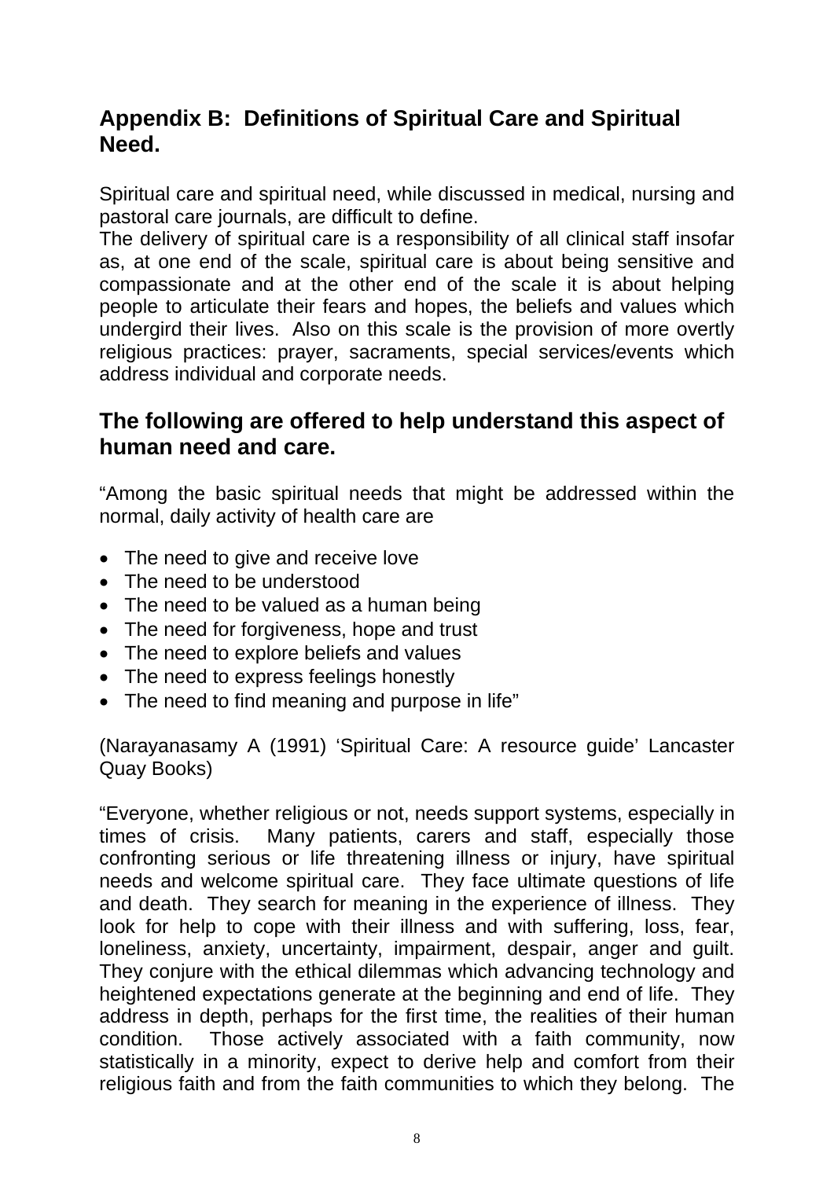## Appendix B: Definitions of Spiritual Care and Spiritual Need.

Spiritual care and spiritual need, while discussed in medical, nursing and pastoral care journals, are difficult to define.
The delivery of spiritual care is a responsibility of all clinical staff insofar as, at one end of the scale, spiritual care is about being sensitive and compassionate and at the other end of the scale it is about helping people to articulate their fears and hopes, the beliefs and values which undergird their lives. Also on this scale is the provision of more overtly religious practices: prayer, sacraments, special services/events which address individual and corporate needs.

## The following are offered to help understand this aspect of human need and care.

"Among the basic spiritual needs that might be addressed within the normal, daily activity of health care are

- The need to give and receive love
- The need to be understood
- The need to be valued as a human being
- The need for forgiveness, hope and trust
- The need to explore beliefs and values
- The need to express feelings honestly
- The need to find meaning and purpose in life"

(Narayanasamy A (1991) 'Spiritual Care: A resource guide' Lancaster Quay Books)

"Everyone, whether religious or not, needs support systems, especially in times of crisis. Many patients, carers and staff, especially those confronting serious or life threatening illness or injury, have spiritual needs and welcome spiritual care. They face ultimate questions of life and death. They search for meaning in the experience of illness. They look for help to cope with their illness and with suffering, loss, fear, loneliness, anxiety, uncertainty, impairment, despair, anger and guilt. They conjure with the ethical dilemmas which advancing technology and heightened expectations generate at the beginning and end of life. They address in depth, perhaps for the first time, the realities of their human condition. Those actively associated with a faith community, now statistically in a minority, expect to derive help and comfort from their religious faith and from the faith communities to which they belong. The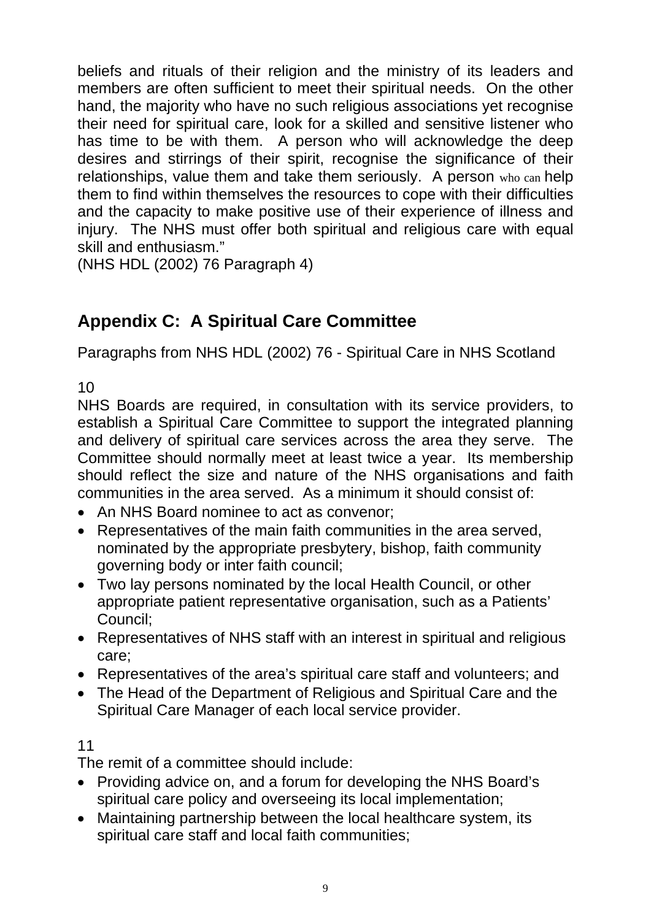beliefs and rituals of their religion and the ministry of its leaders and members are often sufficient to meet their spiritual needs. On the other hand, the majority who have no such religious associations yet recognise their need for spiritual care, look for a skilled and sensitive listener who has time to be with them. A person who will acknowledge the deep desires and stirrings of their spirit, recognise the significance of their relationships, value them and take them seriously. A person who can help them to find within themselves the resources to cope with their difficulties and the capacity to make positive use of their experience of illness and injury. The NHS must offer both spiritual and religious care with equal skill and enthusiasm."
(NHS HDL (2002) 76 Paragraph 4)

## Appendix C: A Spiritual Care Committee

Paragraphs from NHS HDL (2002) 76 - Spiritual Care in NHS Scotland

10
NHS Boards are required, in consultation with its service providers, to establish a Spiritual Care Committee to support the integrated planning and delivery of spiritual care services across the area they serve. The Committee should normally meet at least twice a year. Its membership should reflect the size and nature of the NHS organisations and faith communities in the area served. As a minimum it should consist of:

- An NHS Board nominee to act as convenor;
- Representatives of the main faith communities in the area served, nominated by the appropriate presbytery, bishop, faith community governing body or inter faith council;
- Two lay persons nominated by the local Health Council, or other appropriate patient representative organisation, such as a Patients' Council;
- Representatives of NHS staff with an interest in spiritual and religious care;
- Representatives of the area's spiritual care staff and volunteers; and
- The Head of the Department of Religious and Spiritual Care and the Spiritual Care Manager of each local service provider.

11
The remit of a committee should include:

- Providing advice on, and a forum for developing the NHS Board's spiritual care policy and overseeing its local implementation;
- Maintaining partnership between the local healthcare system, its spiritual care staff and local faith communities;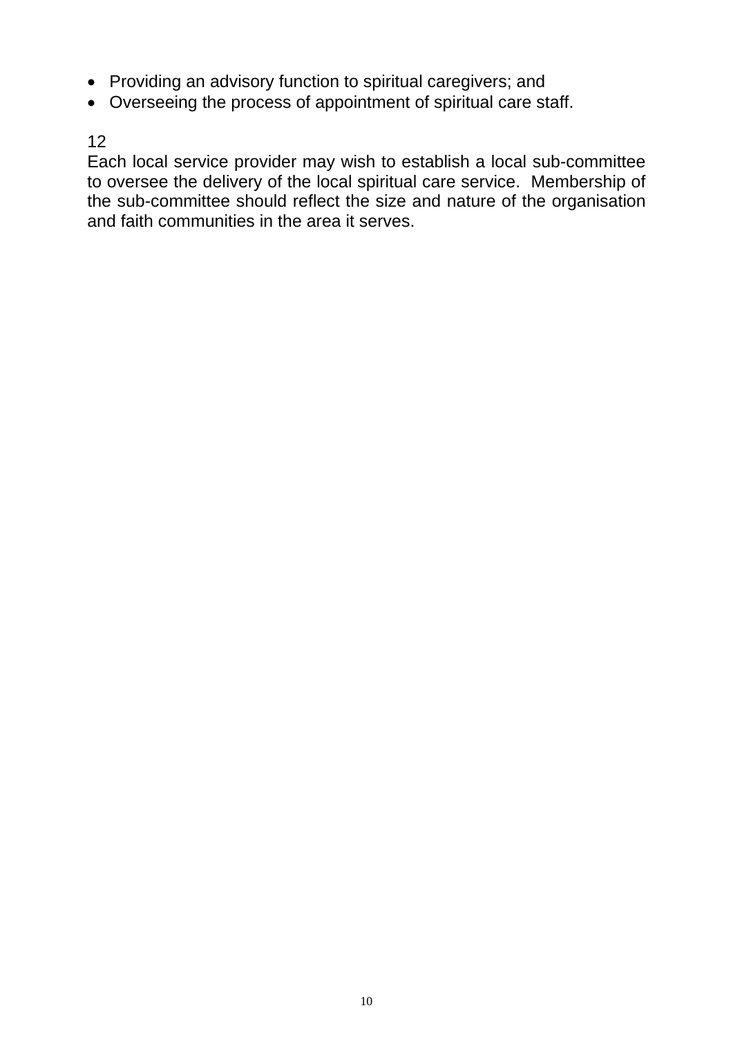- Providing an advisory function to spiritual caregivers; and
- Overseeing the process of appointment of spiritual care staff.

12

Each local service provider may wish to establish a local sub-committee to oversee the delivery of the local spiritual care service. Membership of the sub-committee should reflect the size and nature of the organisation and faith communities in the area it serves.